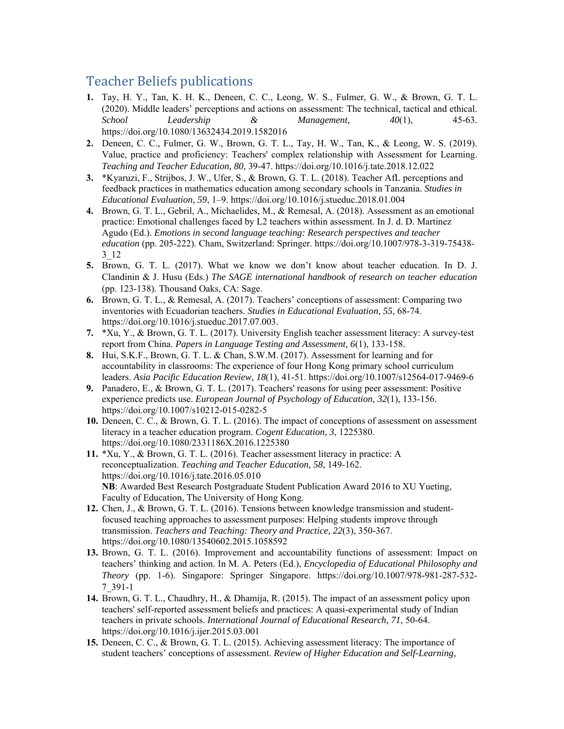## Teacher Beliefs publications

1. Tay, H. Y., Tan, K. H. K., Deneen, C. C., Leong, W. S., Fulmer, G. W., & Brown, G. T. L. (2020). Middle leaders' perceptions and actions on assessment: The technical, tactical and ethical. *School Leadership & Management, 40*(1), 45-63. https://doi.org/10.1080/13632434.2019.1582016
2. Deneen, C. C., Fulmer, G. W., Brown, G. T. L., Tay, H. W., Tan, K., & Leong, W. S. (2019). Value, practice and proficiency: Teachers' complex relationship with Assessment for Learning. *Teaching and Teacher Education, 80*, 39-47. https://doi.org/10.1016/j.tate.2018.12.022
3. *Kyaruzi, F., Strijbos, J. W., Ufer, S., & Brown, G. T. L. (2018). Teacher AfL perceptions and feedback practices in mathematics education among secondary schools in Tanzania. *Studies in Educational Evaluation, 59*, 1–9. https://doi.org/10.1016/j.stueduc.2018.01.004
4. Brown, G. T. L., Gebril, A., Michaelides, M., & Remesal, A. (2018). Assessment as an emotional practice: Emotional challenges faced by L2 teachers within assessment. In J. d. D. Martinez Agudo (Ed.). *Emotions in second language teaching: Research perspectives and teacher education* (pp. 205-222). Cham, Switzerland: Springer. https://doi.org/10.1007/978-3-319-75438-3_12
5. Brown, G. T. L. (2017). What we know we don't know about teacher education. In D. J. Clandinin & J. Husu (Eds.) *The SAGE international handbook of research on teacher education* (pp. 123-138). Thousand Oaks, CA: Sage.
6. Brown, G. T. L., & Remesal, A. (2017). Teachers' conceptions of assessment: Comparing two inventories with Ecuadorian teachers. *Studies in Educational Evaluation, 55*, 68-74. https://doi.org/10.1016/j.stueduc.2017.07.003.
7. *Xu, Y., & Brown, G. T. L. (2017). University English teacher assessment literacy: A survey-test report from China. *Papers in Language Testing and Assessment, 6*(1), 133-158.
8. Hui, S.K.F., Brown, G. T. L. & Chan, S.W.M. (2017). Assessment for learning and for accountability in classrooms: The experience of four Hong Kong primary school curriculum leaders. *Asia Pacific Education Review, 18*(1), 41-51. https://doi.org/10.1007/s12564-017-9469-6
9. Panadero, E., & Brown, G. T. L. (2017). Teachers' reasons for using peer assessment: Positive experience predicts use. *European Journal of Psychology of Education, 32*(1), 133-156. https://doi.org/10.1007/s10212-015-0282-5
10. Deneen, C. C., & Brown, G. T. L. (2016). The impact of conceptions of assessment on assessment literacy in a teacher education program. *Cogent Education, 3*, 1225380. https://doi.org/10.1080/2331186X.2016.1225380
11. *Xu, Y., & Brown, G. T. L. (2016). Teacher assessment literacy in practice: A reconceptualization. *Teaching and Teacher Education, 58,* 149-162. https://doi.org/10.1016/j.tate.2016.05.010
    **NB**: Awarded Best Research Postgraduate Student Publication Award 2016 to XU Yueting, Faculty of Education, The University of Hong Kong.
12. Chen, J., & Brown, G. T. L. (2016). Tensions between knowledge transmission and student-focused teaching approaches to assessment purposes: Helping students improve through transmission. *Teachers and Teaching: Theory and Practice, 22*(3), 350-367. https://doi.org/10.1080/13540602.2015.1058592
13. Brown, G. T. L. (2016). Improvement and accountability functions of assessment: Impact on teachers' thinking and action. In M. A. Peters (Ed.), *Encyclopedia of Educational Philosophy and Theory* (pp. 1-6). Singapore: Springer Singapore. https://doi.org/10.1007/978-981-287-532-7_391-1
14. Brown, G. T. L., Chaudhry, H., & Dhamija, R. (2015). The impact of an assessment policy upon teachers' self-reported assessment beliefs and practices: A quasi-experimental study of Indian teachers in private schools. *International Journal of Educational Research, 71*, 50-64. https://doi.org/10.1016/j.ijer.2015.03.001
15. Deneen, C. C., & Brown, G. T. L. (2015). Achieving assessment literacy: The importance of student teachers' conceptions of assessment. *Review of Higher Education and Self-Learning,*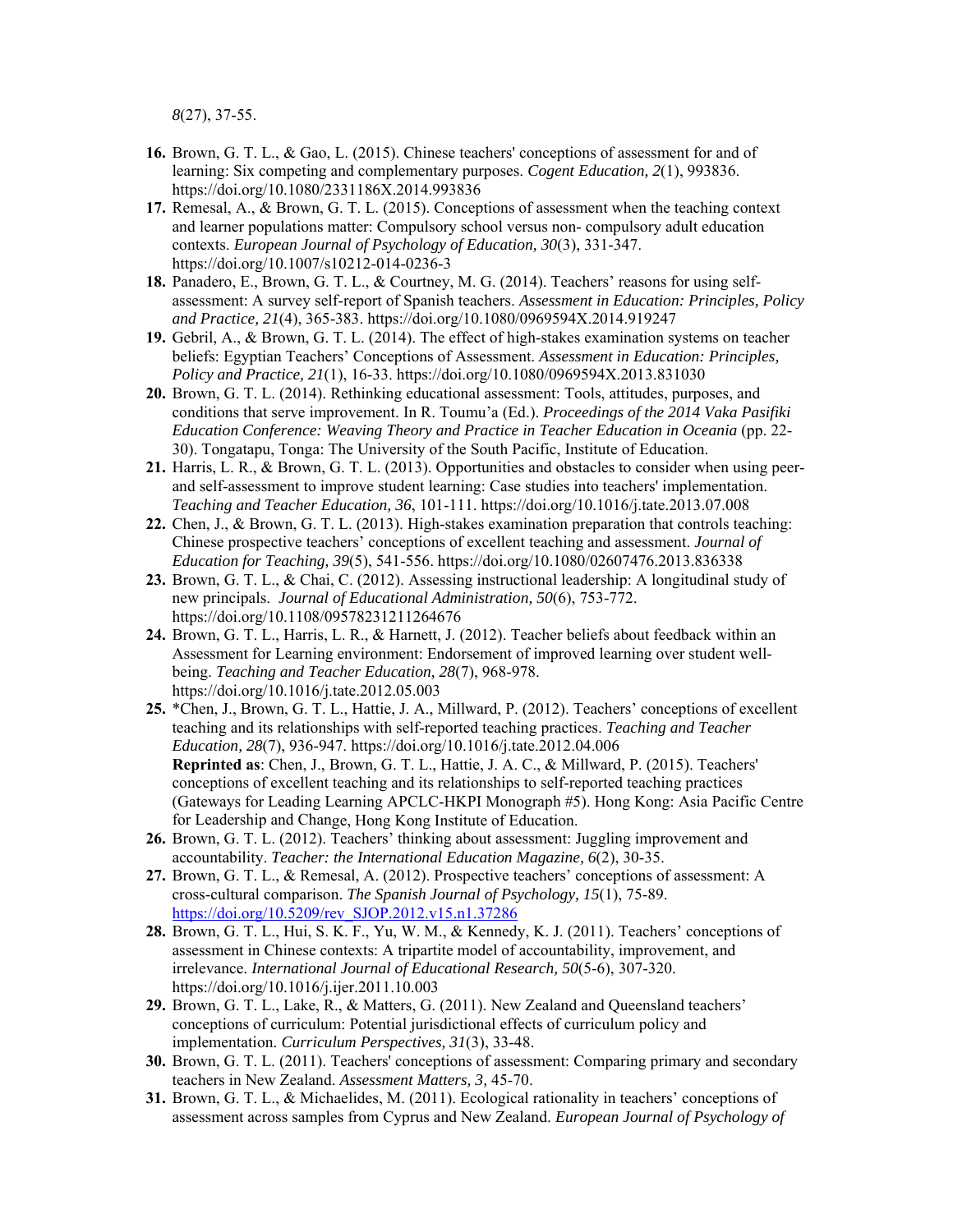*8*(27), 37-55.

16. Brown, G. T. L., & Gao, L. (2015). Chinese teachers' conceptions of assessment for and of learning: Six competing and complementary purposes. *Cogent Education, 2*(1), 993836. https://doi.org/10.1080/2331186X.2014.993836
17. Remesal, A., & Brown, G. T. L. (2015). Conceptions of assessment when the teaching context and learner populations matter: Compulsory school versus non- compulsory adult education contexts. *European Journal of Psychology of Education, 30*(3), 331-347. https://doi.org/10.1007/s10212-014-0236-3
18. Panadero, E., Brown, G. T. L., & Courtney, M. G. (2014). Teachers' reasons for using self-assessment: A survey self-report of Spanish teachers. *Assessment in Education: Principles, Policy and Practice, 21*(4), 365-383. https://doi.org/10.1080/0969594X.2014.919247
19. Gebril, A., & Brown, G. T. L. (2014). The effect of high-stakes examination systems on teacher beliefs: Egyptian Teachers' Conceptions of Assessment. *Assessment in Education: Principles, Policy and Practice, 21*(1), 16-33. https://doi.org/10.1080/0969594X.2013.831030
20. Brown, G. T. L. (2014). Rethinking educational assessment: Tools, attitudes, purposes, and conditions that serve improvement. In R. Toumu'a (Ed.). *Proceedings of the 2014 Vaka Pasifiki Education Conference: Weaving Theory and Practice in Teacher Education in Oceania* (pp. 22-30). Tongatapu, Tonga: The University of the South Pacific, Institute of Education.
21. Harris, L. R., & Brown, G. T. L. (2013). Opportunities and obstacles to consider when using peer- and self-assessment to improve student learning: Case studies into teachers' implementation. *Teaching and Teacher Education, 36*, 101-111. https://doi.org/10.1016/j.tate.2013.07.008
22. Chen, J., & Brown, G. T. L. (2013). High-stakes examination preparation that controls teaching: Chinese prospective teachers' conceptions of excellent teaching and assessment. *Journal of Education for Teaching, 39*(5), 541-556. https://doi.org/10.1080/02607476.2013.836338
23. Brown, G. T. L., & Chai, C. (2012). Assessing instructional leadership: A longitudinal study of new principals. *Journal of Educational Administration, 50*(6), 753-772. https://doi.org/10.1108/09578231211264676
24. Brown, G. T. L., Harris, L. R., & Harnett, J. (2012). Teacher beliefs about feedback within an Assessment for Learning environment: Endorsement of improved learning over student well-being. *Teaching and Teacher Education, 28*(7), 968-978. https://doi.org/10.1016/j.tate.2012.05.003
25. *Chen, J., Brown, G. T. L., Hattie, J. A., Millward, P. (2012). Teachers' conceptions of excellent teaching and its relationships with self-reported teaching practices. *Teaching and Teacher Education, 28*(7), 936-947. https://doi.org/10.1016/j.tate.2012.04.006
    **Reprinted as**: Chen, J., Brown, G. T. L., Hattie, J. A. C., & Millward, P. (2015). Teachers' conceptions of excellent teaching and its relationships to self-reported teaching practices (Gateways for Leading Learning APCLC-HKPI Monograph #5). Hong Kong: Asia Pacific Centre for Leadership and Change, Hong Kong Institute of Education.
26. Brown, G. T. L. (2012). Teachers' thinking about assessment: Juggling improvement and accountability. *Teacher: the International Education Magazine, 6*(2), 30-35.
27. Brown, G. T. L., & Remesal, A. (2012). Prospective teachers' conceptions of assessment: A cross-cultural comparison. *The Spanish Journal of Psychology, 15*(1), 75-89. https://doi.org/10.5209/rev_SJOP.2012.v15.n1.37286
28. Brown, G. T. L., Hui, S. K. F., Yu, W. M., & Kennedy, K. J. (2011). Teachers' conceptions of assessment in Chinese contexts: A tripartite model of accountability, improvement, and irrelevance. *International Journal of Educational Research, 50*(5-6), 307-320. https://doi.org/10.1016/j.ijer.2011.10.003
29. Brown, G. T. L., Lake, R., & Matters, G. (2011). New Zealand and Queensland teachers' conceptions of curriculum: Potential jurisdictional effects of curriculum policy and implementation. *Curriculum Perspectives, 31*(3), 33-48.
30. Brown, G. T. L. (2011). Teachers' conceptions of assessment: Comparing primary and secondary teachers in New Zealand. *Assessment Matters, 3,* 45-70.
31. Brown, G. T. L., & Michaelides, M. (2011). Ecological rationality in teachers' conceptions of assessment across samples from Cyprus and New Zealand. *European Journal of Psychology of*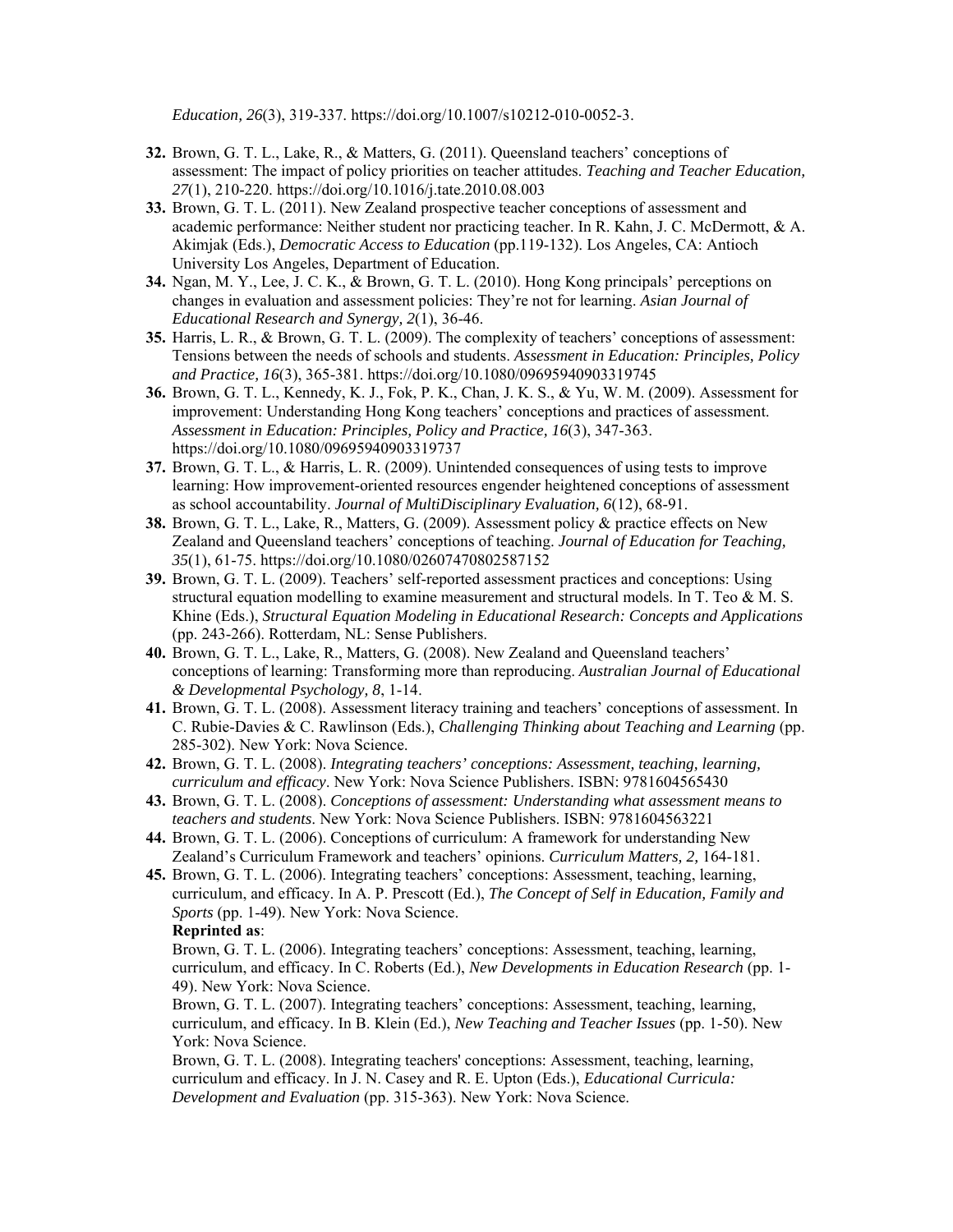*Education, 26*(3), 319-337. https://doi.org/10.1007/s10212-010-0052-3.

32. Brown, G. T. L., Lake, R., & Matters, G. (2011). Queensland teachers' conceptions of assessment: The impact of policy priorities on teacher attitudes. *Teaching and Teacher Education, 27*(1), 210-220. https://doi.org/10.1016/j.tate.2010.08.003
33. Brown, G. T. L. (2011). New Zealand prospective teacher conceptions of assessment and academic performance: Neither student nor practicing teacher. In R. Kahn, J. C. McDermott, & A. Akimjak (Eds.), *Democratic Access to Education* (pp.119-132). Los Angeles, CA: Antioch University Los Angeles, Department of Education.
34. Ngan, M. Y., Lee, J. C. K., & Brown, G. T. L. (2010). Hong Kong principals' perceptions on changes in evaluation and assessment policies: They're not for learning. *Asian Journal of Educational Research and Synergy, 2*(1), 36-46.
35. Harris, L. R., & Brown, G. T. L. (2009). The complexity of teachers' conceptions of assessment: Tensions between the needs of schools and students. *Assessment in Education: Principles, Policy and Practice, 16*(3), 365-381. https://doi.org/10.1080/09695940903319745
36. Brown, G. T. L., Kennedy, K. J., Fok, P. K., Chan, J. K. S., & Yu, W. M. (2009). Assessment for improvement: Understanding Hong Kong teachers' conceptions and practices of assessment. *Assessment in Education: Principles, Policy and Practice, 16*(3), 347-363. https://doi.org/10.1080/09695940903319737
37. Brown, G. T. L., & Harris, L. R. (2009). Unintended consequences of using tests to improve learning: How improvement-oriented resources engender heightened conceptions of assessment as school accountability. *Journal of MultiDisciplinary Evaluation, 6*(12), 68-91.
38. Brown, G. T. L., Lake, R., Matters, G. (2009). Assessment policy & practice effects on New Zealand and Queensland teachers' conceptions of teaching. *Journal of Education for Teaching, 35*(1), 61-75. https://doi.org/10.1080/02607470802587152
39. Brown, G. T. L. (2009). Teachers' self-reported assessment practices and conceptions: Using structural equation modelling to examine measurement and structural models. In T. Teo & M. S. Khine (Eds.), *Structural Equation Modeling in Educational Research: Concepts and Applications* (pp. 243-266). Rotterdam, NL: Sense Publishers.
40. Brown, G. T. L., Lake, R., Matters, G. (2008). New Zealand and Queensland teachers' conceptions of learning: Transforming more than reproducing. *Australian Journal of Educational & Developmental Psychology, 8*, 1-14.
41. Brown, G. T. L. (2008). Assessment literacy training and teachers' conceptions of assessment. In C. Rubie-Davies & C. Rawlinson (Eds.), *Challenging Thinking about Teaching and Learning* (pp. 285-302). New York: Nova Science.
42. Brown, G. T. L. (2008). *Integrating teachers' conceptions: Assessment, teaching, learning, curriculum and efficacy*. New York: Nova Science Publishers. ISBN: 9781604565430
43. Brown, G. T. L. (2008). *Conceptions of assessment: Understanding what assessment means to teachers and students*. New York: Nova Science Publishers. ISBN: 9781604563221
44. Brown, G. T. L. (2006). Conceptions of curriculum: A framework for understanding New Zealand's Curriculum Framework and teachers' opinions. *Curriculum Matters, 2,* 164-181.
45. Brown, G. T. L. (2006). Integrating teachers' conceptions: Assessment, teaching, learning, curriculum, and efficacy. In A. P. Prescott (Ed.), *The Concept of Self in Education, Family and Sports* (pp. 1-49). New York: Nova Science.

    **Reprinted as**:

    Brown, G. T. L. (2006). Integrating teachers' conceptions: Assessment, teaching, learning, curriculum, and efficacy. In C. Roberts (Ed.), *New Developments in Education Research* (pp. 1-49). New York: Nova Science.

    Brown, G. T. L. (2007). Integrating teachers' conceptions: Assessment, teaching, learning, curriculum, and efficacy. In B. Klein (Ed.), *New Teaching and Teacher Issues* (pp. 1-50). New York: Nova Science.

    Brown, G. T. L. (2008). Integrating teachers' conceptions: Assessment, teaching, learning, curriculum and efficacy. In J. N. Casey and R. E. Upton (Eds.), *Educational Curricula: Development and Evaluation* (pp. 315-363). New York: Nova Science.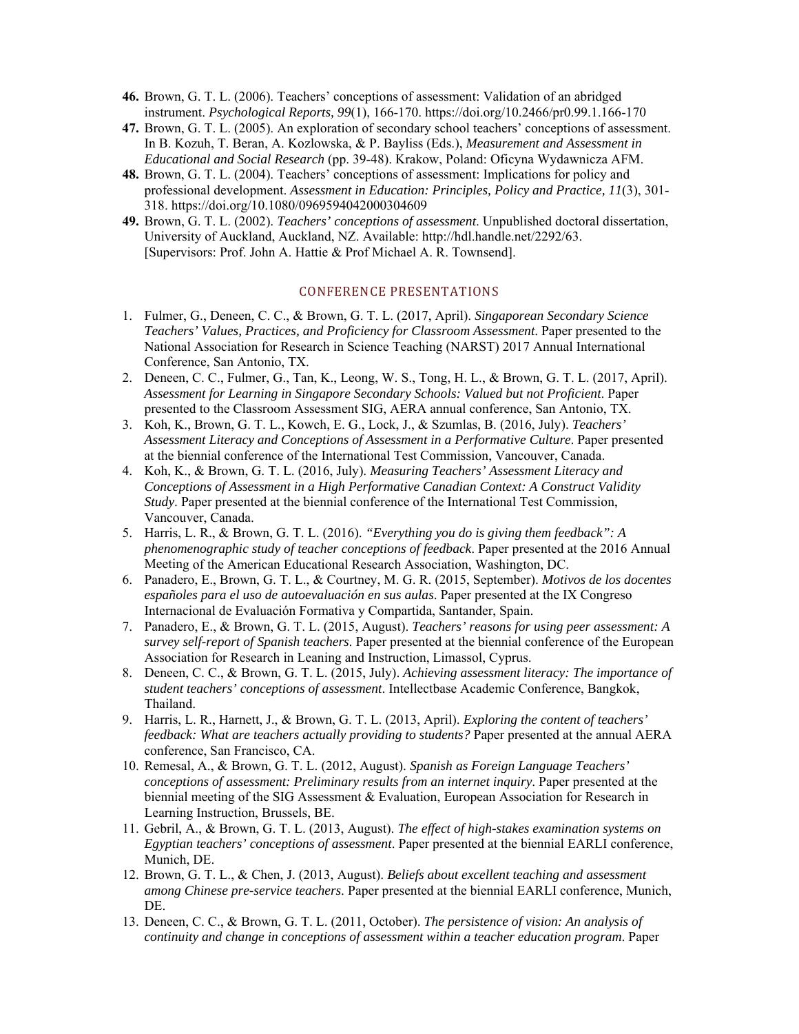46. Brown, G. T. L. (2006). Teachers' conceptions of assessment: Validation of an abridged instrument. *Psychological Reports, 99*(1), 166-170. https://doi.org/10.2466/pr0.99.1.166-170
47. Brown, G. T. L. (2005). An exploration of secondary school teachers' conceptions of assessment. In B. Kozuh, T. Beran, A. Kozlowska, & P. Bayliss (Eds.), *Measurement and Assessment in Educational and Social Research* (pp. 39-48). Krakow, Poland: Oficyna Wydawnicza AFM.
48. Brown, G. T. L. (2004). Teachers' conceptions of assessment: Implications for policy and professional development. *Assessment in Education: Principles, Policy and Practice, 11*(3), 301-318. https://doi.org/10.1080/0969594042000304609
49. Brown, G. T. L. (2002). *Teachers' conceptions of assessment*. Unpublished doctoral dissertation, University of Auckland, Auckland, NZ. Available: http://hdl.handle.net/2292/63. [Supervisors: Prof. John A. Hattie & Prof Michael A. R. Townsend].

## CONFERENCE PRESENTATIONS

1. Fulmer, G., Deneen, C. C., & Brown, G. T. L. (2017, April). *Singaporean Secondary Science Teachers' Values, Practices, and Proficiency for Classroom Assessment*. Paper presented to the National Association for Research in Science Teaching (NARST) 2017 Annual International Conference, San Antonio, TX.
2. Deneen, C. C., Fulmer, G., Tan, K., Leong, W. S., Tong, H. L., & Brown, G. T. L. (2017, April). *Assessment for Learning in Singapore Secondary Schools: Valued but not Proficient*. Paper presented to the Classroom Assessment SIG, AERA annual conference, San Antonio, TX.
3. Koh, K., Brown, G. T. L., Kowch, E. G., Lock, J., & Szumlas, B. (2016, July). *Teachers' Assessment Literacy and Conceptions of Assessment in a Performative Culture*. Paper presented at the biennial conference of the International Test Commission, Vancouver, Canada.
4. Koh, K., & Brown, G. T. L. (2016, July). *Measuring Teachers' Assessment Literacy and Conceptions of Assessment in a High Performative Canadian Context: A Construct Validity Study*. Paper presented at the biennial conference of the International Test Commission, Vancouver, Canada.
5. Harris, L. R., & Brown, G. T. L. (2016). *"Everything you do is giving them feedback": A phenomenographic study of teacher conceptions of feedback*. Paper presented at the 2016 Annual Meeting of the American Educational Research Association, Washington, DC.
6. Panadero, E., Brown, G. T. L., & Courtney, M. G. R. (2015, September). *Motivos de los docentes españoles para el uso de autoevaluación en sus aulas*. Paper presented at the IX Congreso Internacional de Evaluación Formativa y Compartida, Santander, Spain.
7. Panadero, E., & Brown, G. T. L. (2015, August). *Teachers' reasons for using peer assessment: A survey self-report of Spanish teachers*. Paper presented at the biennial conference of the European Association for Research in Leaning and Instruction, Limassol, Cyprus.
8. Deneen, C. C., & Brown, G. T. L. (2015, July). *Achieving assessment literacy: The importance of student teachers' conceptions of assessment*. Intellectbase Academic Conference, Bangkok, Thailand.
9. Harris, L. R., Harnett, J., & Brown, G. T. L. (2013, April). *Exploring the content of teachers' feedback: What are teachers actually providing to students?* Paper presented at the annual AERA conference, San Francisco, CA.
10. Remesal, A., & Brown, G. T. L. (2012, August). *Spanish as Foreign Language Teachers' conceptions of assessment: Preliminary results from an internet inquiry*. Paper presented at the biennial meeting of the SIG Assessment & Evaluation, European Association for Research in Learning Instruction, Brussels, BE.
11. Gebril, A., & Brown, G. T. L. (2013, August). *The effect of high-stakes examination systems on Egyptian teachers' conceptions of assessment*. Paper presented at the biennial EARLI conference, Munich, DE.
12. Brown, G. T. L., & Chen, J. (2013, August). *Beliefs about excellent teaching and assessment among Chinese pre-service teachers*. Paper presented at the biennial EARLI conference, Munich, DE.
13. Deneen, C. C., & Brown, G. T. L. (2011, October). *The persistence of vision: An analysis of continuity and change in conceptions of assessment within a teacher education program*. Paper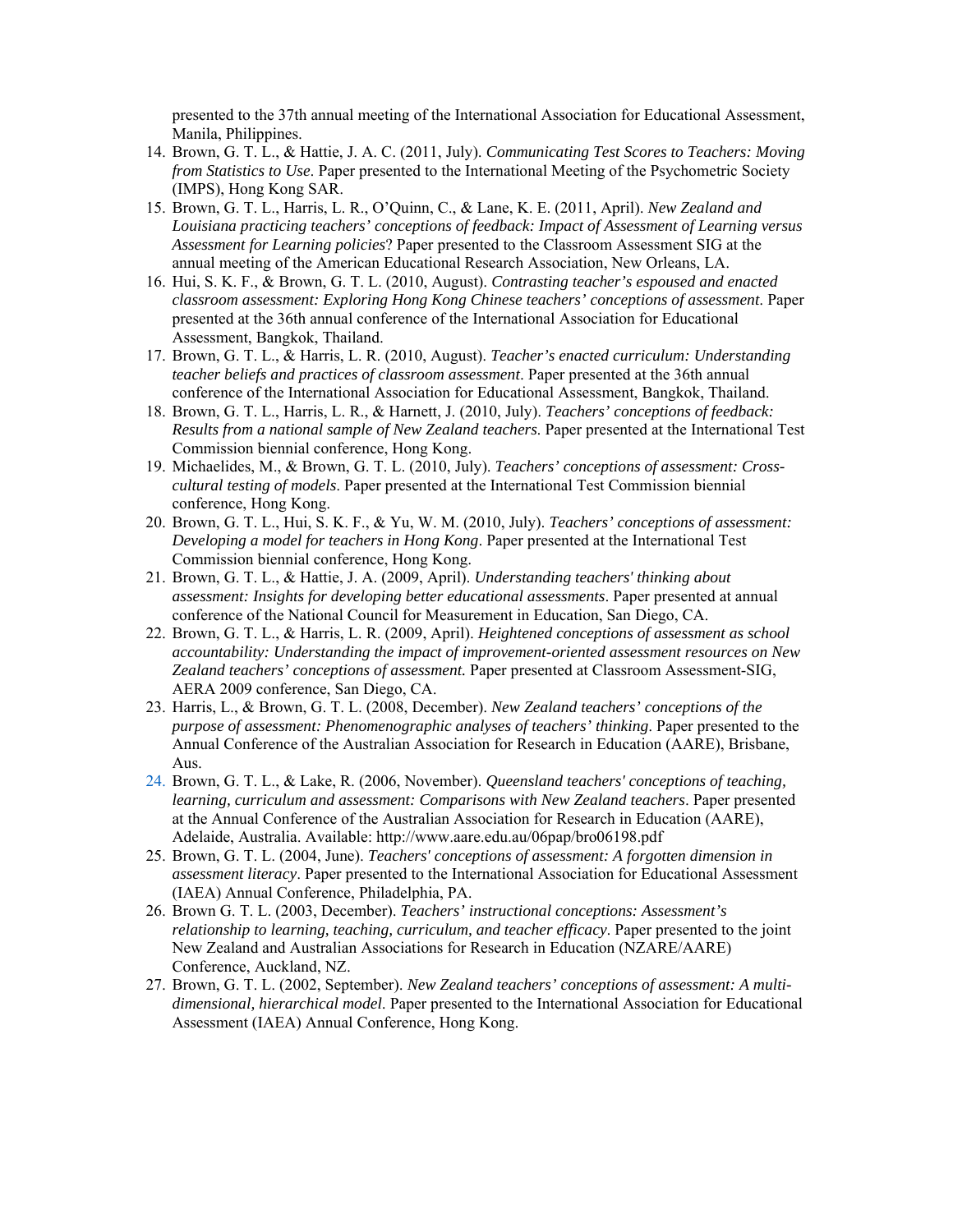presented to the 37th annual meeting of the International Association for Educational Assessment, Manila, Philippines.

14. Brown, G. T. L., & Hattie, J. A. C. (2011, July). *Communicating Test Scores to Teachers: Moving from Statistics to Use*. Paper presented to the International Meeting of the Psychometric Society (IMPS), Hong Kong SAR.
15. Brown, G. T. L., Harris, L. R., O'Quinn, C., & Lane, K. E. (2011, April). *New Zealand and Louisiana practicing teachers' conceptions of feedback: Impact of Assessment of Learning versus Assessment for Learning policies*? Paper presented to the Classroom Assessment SIG at the annual meeting of the American Educational Research Association, New Orleans, LA.
16. Hui, S. K. F., & Brown, G. T. L. (2010, August). *Contrasting teacher's espoused and enacted classroom assessment: Exploring Hong Kong Chinese teachers' conceptions of assessment*. Paper presented at the 36th annual conference of the International Association for Educational Assessment, Bangkok, Thailand.
17. Brown, G. T. L., & Harris, L. R. (2010, August). *Teacher's enacted curriculum: Understanding teacher beliefs and practices of classroom assessment*. Paper presented at the 36th annual conference of the International Association for Educational Assessment, Bangkok, Thailand.
18. Brown, G. T. L., Harris, L. R., & Harnett, J. (2010, July). *Teachers' conceptions of feedback: Results from a national sample of New Zealand teachers*. Paper presented at the International Test Commission biennial conference, Hong Kong.
19. Michaelides, M., & Brown, G. T. L. (2010, July). *Teachers' conceptions of assessment: Cross-cultural testing of models*. Paper presented at the International Test Commission biennial conference, Hong Kong.
20. Brown, G. T. L., Hui, S. K. F., & Yu, W. M. (2010, July). *Teachers' conceptions of assessment: Developing a model for teachers in Hong Kong*. Paper presented at the International Test Commission biennial conference, Hong Kong.
21. Brown, G. T. L., & Hattie, J. A. (2009, April). *Understanding teachers' thinking about assessment: Insights for developing better educational assessments*. Paper presented at annual conference of the National Council for Measurement in Education, San Diego, CA.
22. Brown, G. T. L., & Harris, L. R. (2009, April). *Heightened conceptions of assessment as school accountability: Understanding the impact of improvement-oriented assessment resources on New Zealand teachers' conceptions of assessment.* Paper presented at Classroom Assessment-SIG, AERA 2009 conference, San Diego, CA.
23. Harris, L., & Brown, G. T. L. (2008, December). *New Zealand teachers' conceptions of the purpose of assessment: Phenomenographic analyses of teachers' thinking*. Paper presented to the Annual Conference of the Australian Association for Research in Education (AARE), Brisbane, Aus.
24. Brown, G. T. L., & Lake, R. (2006, November). *Queensland teachers' conceptions of teaching, learning, curriculum and assessment: Comparisons with New Zealand teachers*. Paper presented at the Annual Conference of the Australian Association for Research in Education (AARE), Adelaide, Australia. Available: http://www.aare.edu.au/06pap/bro06198.pdf
25. Brown, G. T. L. (2004, June). *Teachers' conceptions of assessment: A forgotten dimension in assessment literacy*. Paper presented to the International Association for Educational Assessment (IAEA) Annual Conference, Philadelphia, PA.
26. Brown G. T. L. (2003, December). *Teachers' instructional conceptions: Assessment's relationship to learning, teaching, curriculum, and teacher efficacy*. Paper presented to the joint New Zealand and Australian Associations for Research in Education (NZARE/AARE) Conference, Auckland, NZ.
27. Brown, G. T. L. (2002, September). *New Zealand teachers' conceptions of assessment: A multi-dimensional, hierarchical model*. Paper presented to the International Association for Educational Assessment (IAEA) Annual Conference, Hong Kong.